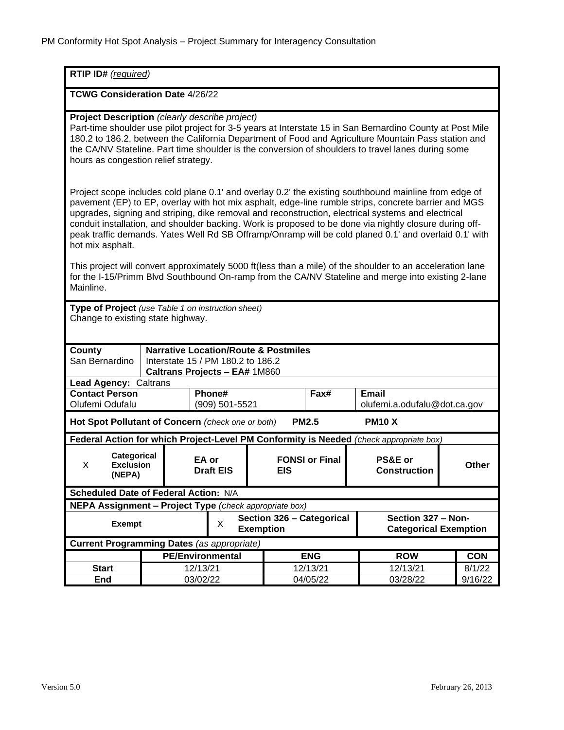PM Conformity Hot Spot Analysis – Project Summary for Interagency Consultation

**RTIP ID#** *(required)*

**TCWG Consideration Date** 4/26/22

**Project Description** *(clearly describe project)*

Part-time shoulder use pilot project for 3-5 years at Interstate 15 in San Bernardino County at Post Mile 180.2 to 186.2, between the California Department of Food and Agriculture Mountain Pass station and the CA/NV Stateline. Part time shoulder is the conversion of shoulders to travel lanes during some hours as congestion relief strategy.

Project scope includes cold plane 0.1' and overlay 0.2' the existing southbound mainline from edge of pavement (EP) to EP, overlay with hot mix asphalt, edge-line rumble strips, concrete barrier and MGS upgrades, signing and striping, dike removal and reconstruction, electrical systems and electrical conduit installation, and shoulder backing. Work is proposed to be done via nightly closure during off-peak traffic demands. Yates Well Rd SB Offramp/Onramp will be cold planed 0.1' and overlaid 0.1' with hot mix asphalt.

This project will convert approximately 5000 ft(less than a mile) of the shoulder to an acceleration lane for the I-15/Primm Blvd Southbound On-ramp from the CA/NV Stateline and merge into existing 2-lane Mainline.

**Type of Project** *(use Table 1 on instruction sheet)*

Change to existing state highway.

| **County** | **Narrative Location/Route & Postmiles** |
|---|---|
| San Bernardino | Interstate 15 / PM 180.2 to 186.2<br>**Caltrans Projects – EA#** 1M860 |

**Lead Agency:** Caltrans

| **Contact Person** | **Phone#** | **Fax#** | **Email** |
|---|---|---|---|
| Olufemi Odufalu | (909) 501-5521 | | olufemi.a.odufalu@dot.ca.gov |

**Hot Spot Pollutant of Concern** *(check one or both)* **PM2.5** **PM10 X**

**Federal Action for which Project-Level PM Conformity is Needed** *(check appropriate box)*

| | Categorical Exclusion (NEPA) | EA or Draft EIS | FONSI or Final EIS | PS&E or Construction | Other |
|---|---|---|---|---|---|
| X | **Categorical Exclusion (NEPA)** | **EA or Draft EIS** | **FONSI or Final EIS** | **PS&E or Construction** | **Other** |

**Scheduled Date of Federal Action:** N/A

**NEPA Assignment – Project Type** *(check appropriate box)*

| **Exempt** | X | **Section 326 – Categorical Exemption** | **Section 327 – Non-Categorical Exemption** |
|---|---|---|---|

**Current Programming Dates** *(as appropriate)*

| | **PE/Environmental** | **ENG** | **ROW** | **CON** |
|---|---|---|---|---|
| **Start** | 12/13/21 | 12/13/21 | 12/13/21 | 8/1/22 |
| **End** | 03/02/22 | 04/05/22 | 03/28/22 | 9/16/22 |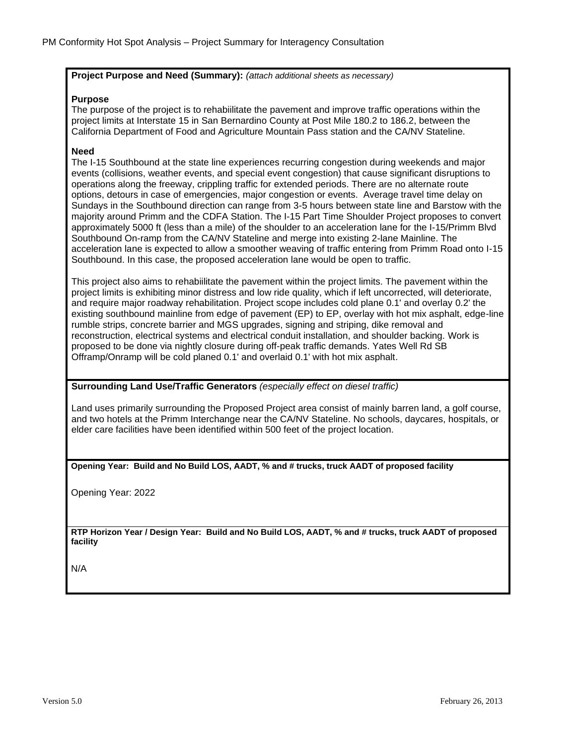**Project Purpose and Need (Summary):** *(attach additional sheets as necessary)*

**Purpose**

The purpose of the project is to rehabiilitate the pavement and improve traffic operations within the project limits at Interstate 15 in San Bernardino County at Post Mile 180.2 to 186.2, between the California Department of Food and Agriculture Mountain Pass station and the CA/NV Stateline.

**Need**

The I-15 Southbound at the state line experiences recurring congestion during weekends and major events (collisions, weather events, and special event congestion) that cause significant disruptions to operations along the freeway, crippling traffic for extended periods. There are no alternate route options, detours in case of emergencies, major congestion or events. Average travel time delay on Sundays in the Southbound direction can range from 3-5 hours between state line and Barstow with the majority around Primm and the CDFA Station. The I-15 Part Time Shoulder Project proposes to convert approximately 5000 ft (less than a mile) of the shoulder to an acceleration lane for the I-15/Primm Blvd Southbound On-ramp from the CA/NV Stateline and merge into existing 2-lane Mainline. The acceleration lane is expected to allow a smoother weaving of traffic entering from Primm Road onto I-15 Southbound. In this case, the proposed acceleration lane would be open to traffic.

This project also aims to rehabiilitate the pavement within the project limits. The pavement within the project limits is exhibiting minor distress and low ride quality, which if left uncorrected, will deteriorate, and require major roadway rehabilitation. Project scope includes cold plane 0.1' and overlay 0.2' the existing southbound mainline from edge of pavement (EP) to EP, overlay with hot mix asphalt, edge-line rumble strips, concrete barrier and MGS upgrades, signing and striping, dike removal and reconstruction, electrical systems and electrical conduit installation, and shoulder backing. Work is proposed to be done via nightly closure during off-peak traffic demands. Yates Well Rd SB Offramp/Onramp will be cold planed 0.1' and overlaid 0.1' with hot mix asphalt.

**Surrounding Land Use/Traffic Generators** *(especially effect on diesel traffic)*

Land uses primarily surrounding the Proposed Project area consist of mainly barren land, a golf course, and two hotels at the Primm Interchange near the CA/NV Stateline. No schools, daycares, hospitals, or elder care facilities have been identified within 500 feet of the project location.

**Opening Year: Build and No Build LOS, AADT, % and # trucks, truck AADT of proposed facility**

Opening Year: 2022

**RTP Horizon Year / Design Year: Build and No Build LOS, AADT, % and # trucks, truck AADT of proposed facility**

N/A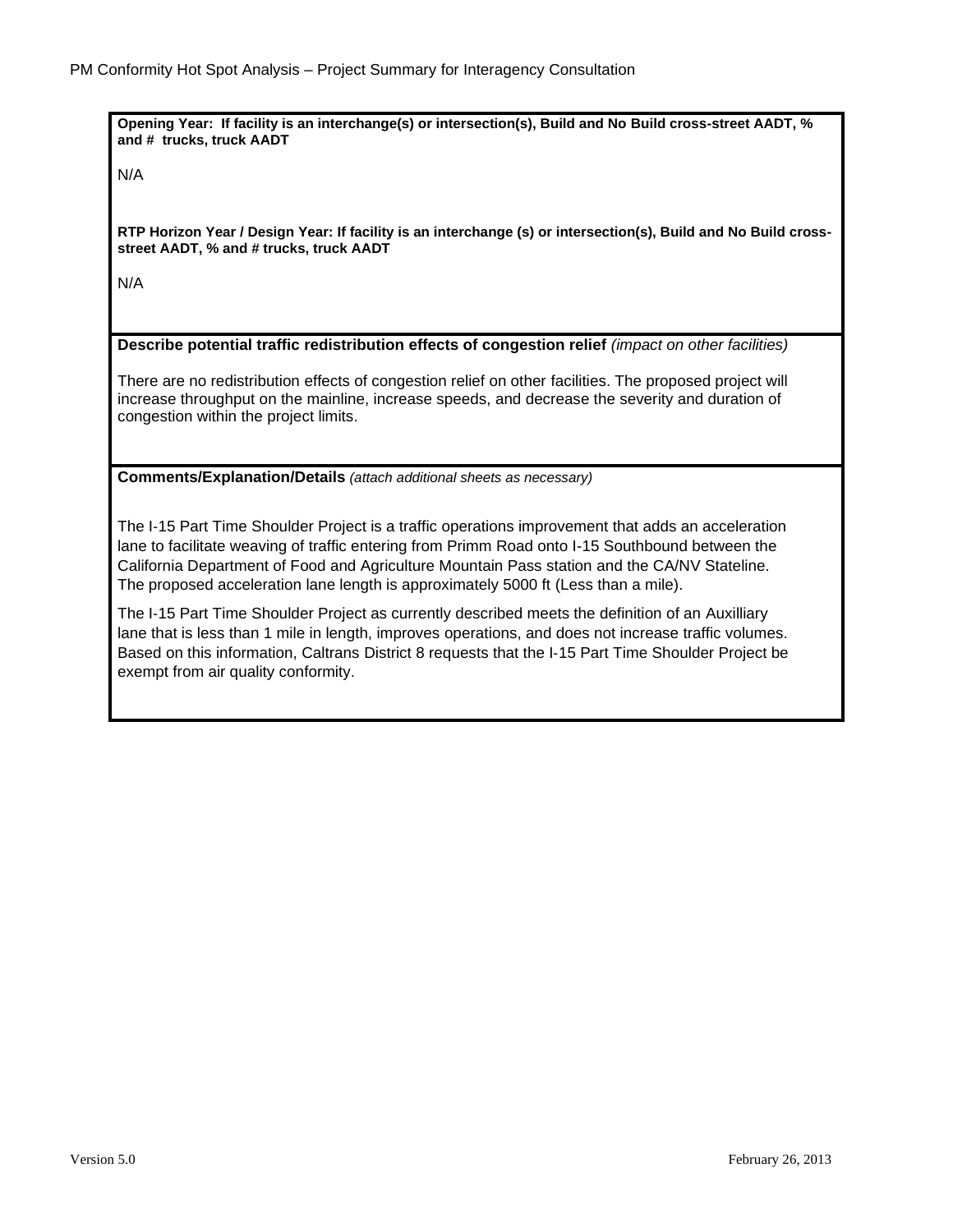**Opening Year: If facility is an interchange(s) or intersection(s), Build and No Build cross-street AADT, % and # trucks, truck AADT**

N/A

**RTP Horizon Year / Design Year: If facility is an interchange (s) or intersection(s), Build and No Build cross-street AADT, % and # trucks, truck AADT**

N/A

**Describe potential traffic redistribution effects of congestion relief** *(impact on other facilities)*

There are no redistribution effects of congestion relief on other facilities. The proposed project will increase throughput on the mainline, increase speeds, and decrease the severity and duration of congestion within the project limits.

**Comments/Explanation/Details** *(attach additional sheets as necessary)*

The I-15 Part Time Shoulder Project is a traffic operations improvement that adds an acceleration lane to facilitate weaving of traffic entering from Primm Road onto I-15 Southbound between the California Department of Food and Agriculture Mountain Pass station and the CA/NV Stateline. The proposed acceleration lane length is approximately 5000 ft (Less than a mile).

The I-15 Part Time Shoulder Project as currently described meets the definition of an Auxilliary lane that is less than 1 mile in length, improves operations, and does not increase traffic volumes. Based on this information, Caltrans District 8 requests that the I-15 Part Time Shoulder Project be exempt from air quality conformity.